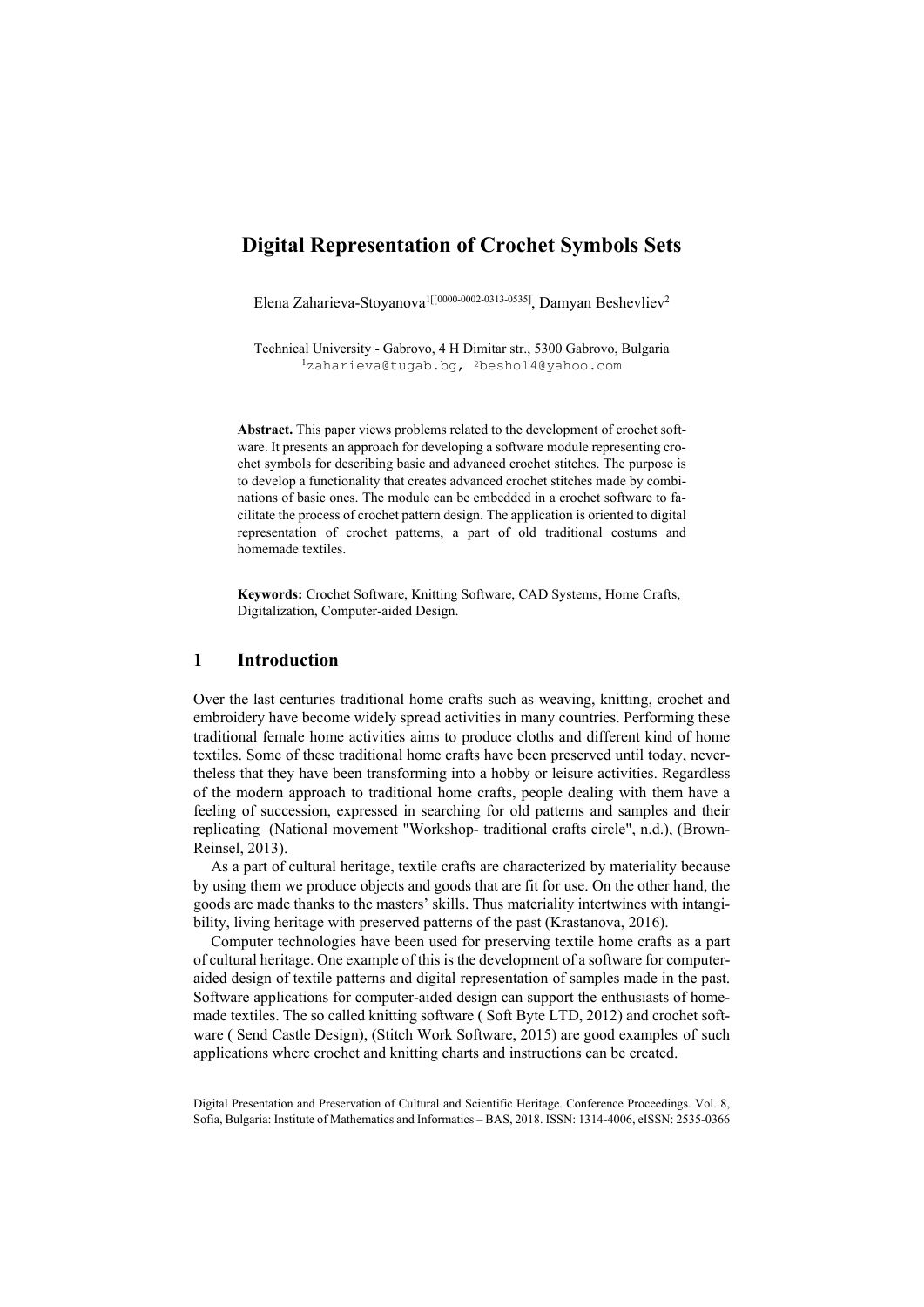# Digital Representation of Crochet Symbols Sets

Elena Zaharieva-Stoyanova[1[0000-0002-0313-0535]], Damyan Beshevliev[2]

Technical University - Gabrovo, 4 H Dimitar str., 5300 Gabrovo, Bulgaria
[1]zaharieva@tugab.bg, [2]besho14@yahoo.com

**Abstract.** This paper views problems related to the development of crochet software. It presents an approach for developing a software module representing crochet symbols for describing basic and advanced crochet stitches. The purpose is to develop a functionality that creates advanced crochet stitches made by combinations of basic ones. The module can be embedded in a crochet software to facilitate the process of crochet pattern design. The application is oriented to digital representation of crochet patterns, a part of old traditional costums and homemade textiles.

**Keywords:** Crochet Software, Knitting Software, CAD Systems, Home Crafts, Digitalization, Computer-aided Design.

## 1 Introduction

Over the last centuries traditional home crafts such as weaving, knitting, crochet and embroidery have become widely spread activities in many countries. Performing these traditional female home activities aims to produce cloths and different kind of home textiles. Some of these traditional home crafts have been preserved until today, nevertheless that they have been transforming into a hobby or leisure activities. Regardless of the modern approach to traditional home crafts, people dealing with them have a feeling of succession, expressed in searching for old patterns and samples and their replicating (National movement "Workshop- traditional crafts circle", n.d.), (Brown-Reinsel, 2013).

As a part of cultural heritage, textile crafts are characterized by materiality because by using them we produce objects and goods that are fit for use. On the other hand, the goods are made thanks to the masters' skills. Thus materiality intertwines with intangibility, living heritage with preserved patterns of the past (Krastanova, 2016).

Computer technologies have been used for preserving textile home crafts as a part of cultural heritage. One example of this is the development of a software for computer-aided design of textile patterns and digital representation of samples made in the past. Software applications for computer-aided design can support the enthusiasts of homemade textiles. The so called knitting software ( Soft Byte LTD, 2012) and crochet software ( Send Castle Design), (Stitch Work Software, 2015) are good examples of such applications where crochet and knitting charts and instructions can be created.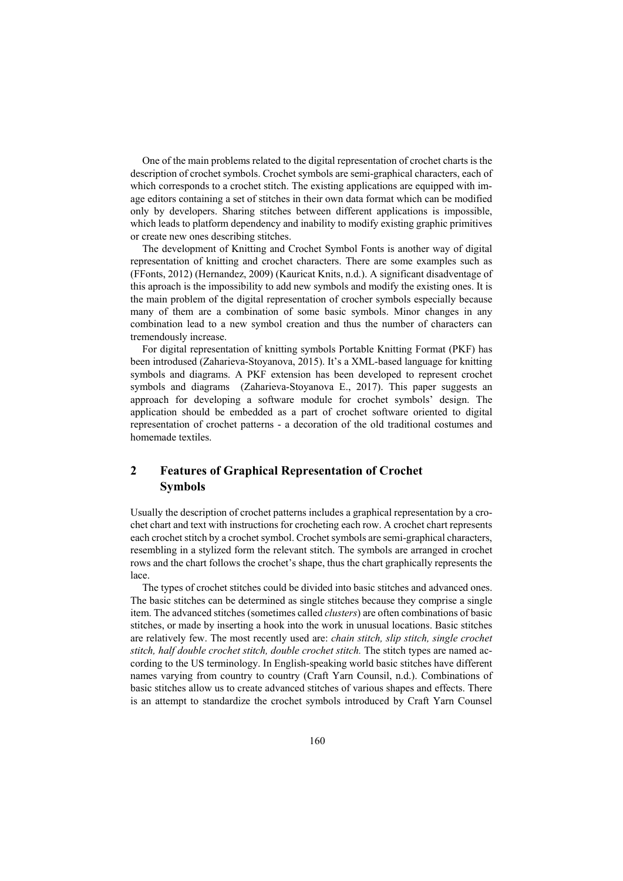One of the main problems related to the digital representation of crochet charts is the description of crochet symbols. Crochet symbols are semi-graphical characters, each of which corresponds to a crochet stitch. The existing applications are equipped with image editors containing a set of stitches in their own data format which can be modified only by developers. Sharing stitches between different applications is impossible, which leads to platform dependency and inability to modify existing graphic primitives or create new ones describing stitches.

The development of Knitting and Crochet Symbol Fonts is another way of digital representation of knitting and crochet characters. There are some examples such as (FFonts, 2012) (Hernandez, 2009) (Kauricat Knits, n.d.). A significant disadventage of this aproach is the impossibility to add new symbols and modify the existing ones. It is the main problem of the digital representation of crocher symbols especially because many of them are a combination of some basic symbols. Minor changes in any combination lead to a new symbol creation and thus the number of characters can tremendously increase.

For digital representation of knitting symbols Portable Knitting Format (PKF) has been introdused (Zaharieva-Stoyanova, 2015). It's a XML-based language for knitting symbols and diagrams. A PKF extension has been developed to represent crochet symbols and diagrams (Zaharieva-Stoyanova E., 2017). This paper suggests an approach for developing a software module for crochet symbols' design. The application should be embedded as a part of crochet software oriented to digital representation of crochet patterns - a decoration of the old traditional costumes and homemade textiles.

## 2 Features of Graphical Representation of Crochet Symbols

Usually the description of crochet patterns includes a graphical representation by a crochet chart and text with instructions for crocheting each row. A crochet chart represents each crochet stitch by a crochet symbol. Crochet symbols are semi-graphical characters, resembling in a stylized form the relevant stitch. The symbols are arranged in crochet rows and the chart follows the crochet's shape, thus the chart graphically represents the lace.

The types of crochet stitches could be divided into basic stitches and advanced ones. The basic stitches can be determined as single stitches because they comprise a single item. The advanced stitches (sometimes called *clusters*) are often combinations of basic stitches, or made by inserting a hook into the work in unusual locations. Basic stitches are relatively few. The most recently used are: *chain stitch, slip stitch, single crochet stitch, half double crochet stitch, double crochet stitch.* The stitch types are named according to the US terminology. In English-speaking world basic stitches have different names varying from country to country (Craft Yarn Counsil, n.d.). Combinations of basic stitches allow us to create advanced stitches of various shapes and effects. There is an attempt to standardize the crochet symbols introduced by Craft Yarn Counsel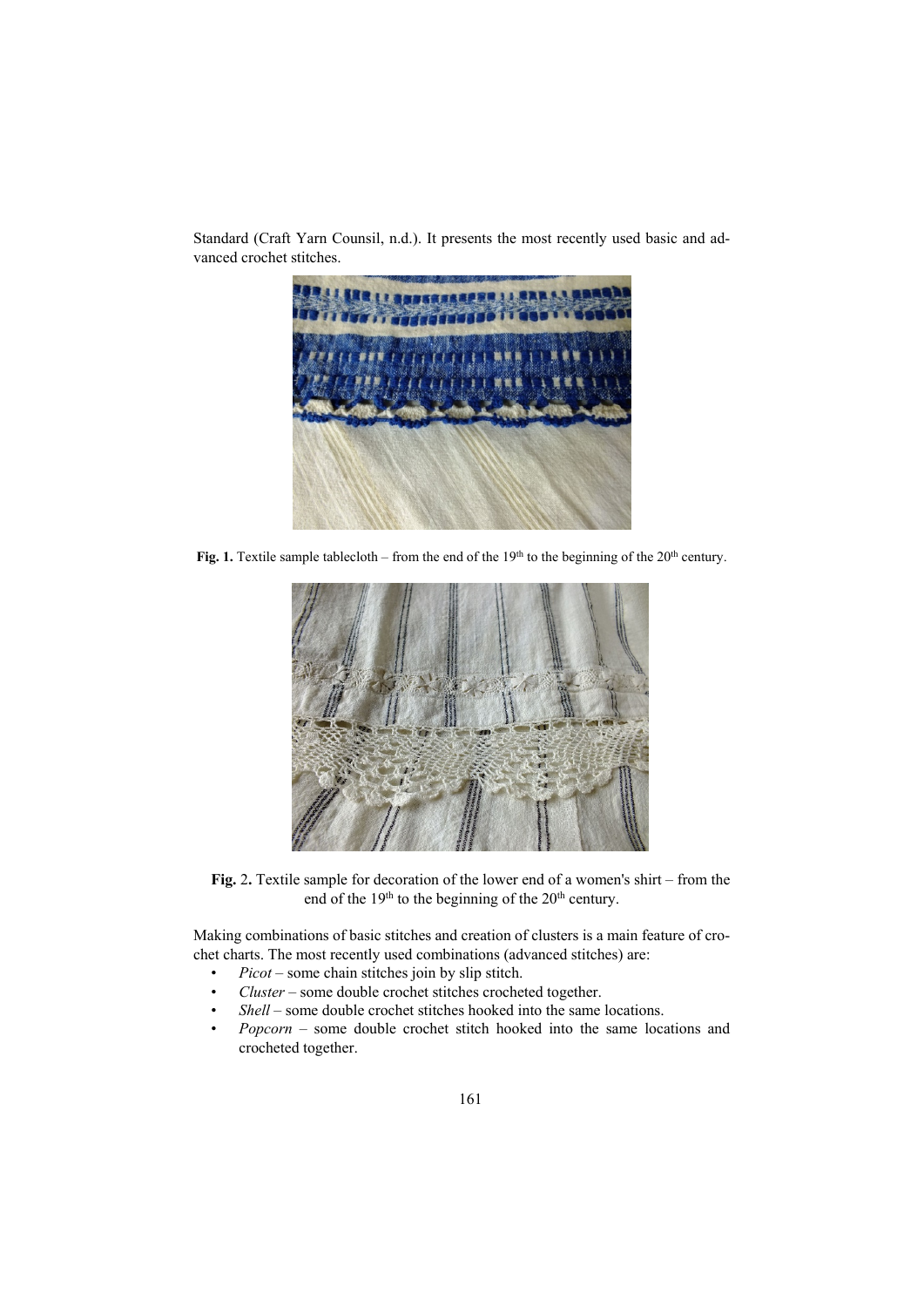Standard (Craft Yarn Counsil, n.d.). It presents the most recently used basic and advanced crochet stitches.

**Fig. 1.** Textile sample tablecloth – from the end of the 19th to the beginning of the 20th century.

**Fig.** 2**.** Textile sample for decoration of the lower end of a women's shirt – from the end of the 19th to the beginning of the 20th century.

Making combinations of basic stitches and creation of clusters is a main feature of crochet charts. The most recently used combinations (advanced stitches) are:

- *Picot* – some chain stitches join by slip stitch.
- *Cluster* – some double crochet stitches crocheted together.
- *Shell* – some double crochet stitches hooked into the same locations.
- *Popcorn* – some double crochet stitch hooked into the same locations and crocheted together.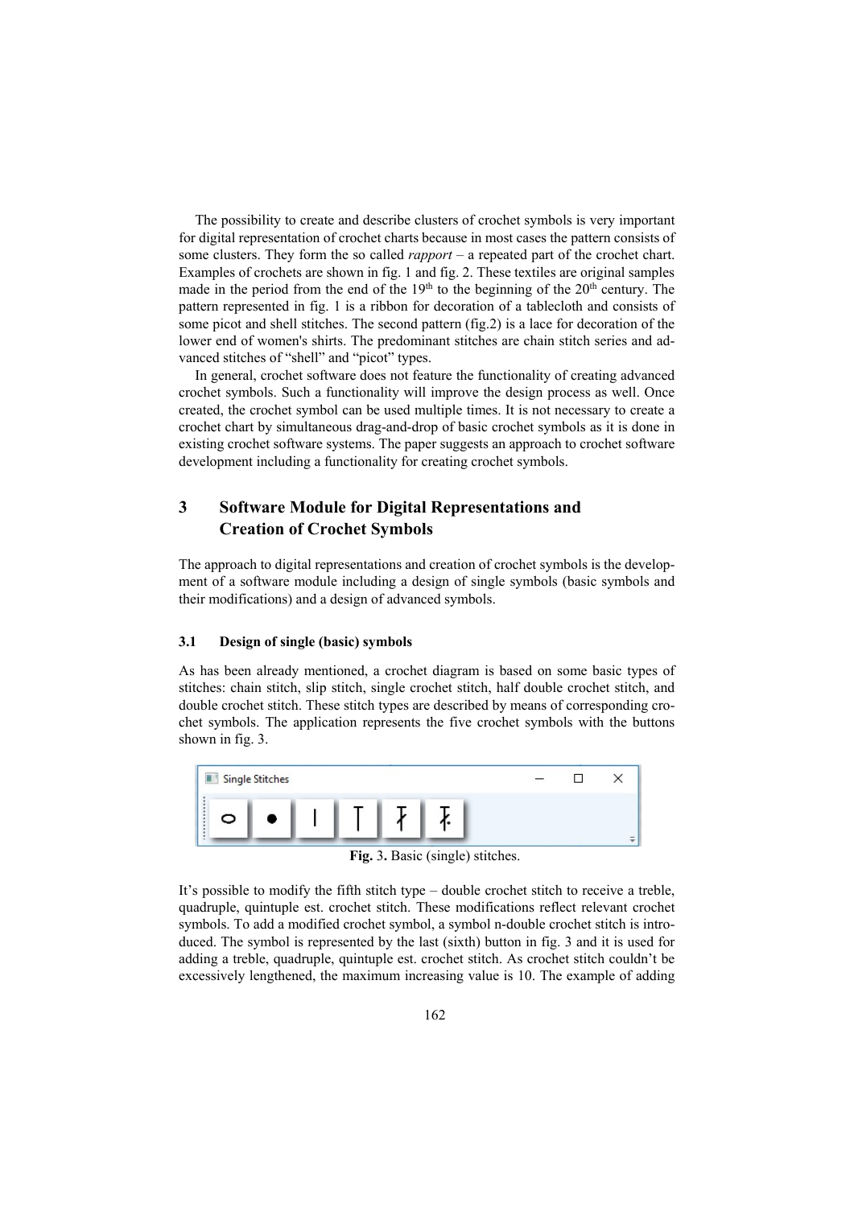The possibility to create and describe clusters of crochet symbols is very important for digital representation of crochet charts because in most cases the pattern consists of some clusters. They form the so called *rapport* – a repeated part of the crochet chart. Examples of crochets are shown in fig. 1 and fig. 2. These textiles are original samples made in the period from the end of the 19th to the beginning of the 20th century. The pattern represented in fig. 1 is a ribbon for decoration of a tablecloth and consists of some picot and shell stitches. The second pattern (fig.2) is a lace for decoration of the lower end of women's shirts. The predominant stitches are chain stitch series and advanced stitches of "shell" and "picot" types.

In general, crochet software does not feature the functionality of creating advanced crochet symbols. Such a functionality will improve the design process as well. Once created, the crochet symbol can be used multiple times. It is not necessary to create a crochet chart by simultaneous drag-and-drop of basic crochet symbols as it is done in existing crochet software systems. The paper suggests an approach to crochet software development including a functionality for creating crochet symbols.

## 3 Software Module for Digital Representations and Creation of Crochet Symbols

The approach to digital representations and creation of crochet symbols is the development of a software module including a design of single symbols (basic symbols and their modifications) and a design of advanced symbols.

### 3.1 Design of single (basic) symbols

As has been already mentioned, a crochet diagram is based on some basic types of stitches: chain stitch, slip stitch, single crochet stitch, half double crochet stitch, and double crochet stitch. These stitch types are described by means of corresponding crochet symbols. The application represents the five crochet symbols with the buttons shown in fig. 3.

**Fig.** 3**.** Basic (single) stitches.

It's possible to modify the fifth stitch type – double crochet stitch to receive a treble, quadruple, quintuple est. crochet stitch. These modifications reflect relevant crochet symbols. To add a modified crochet symbol, a symbol n-double crochet stitch is introduced. The symbol is represented by the last (sixth) button in fig. 3 and it is used for adding a treble, quadruple, quintuple est. crochet stitch. As crochet stitch couldn't be excessively lengthened, the maximum increasing value is 10. The example of adding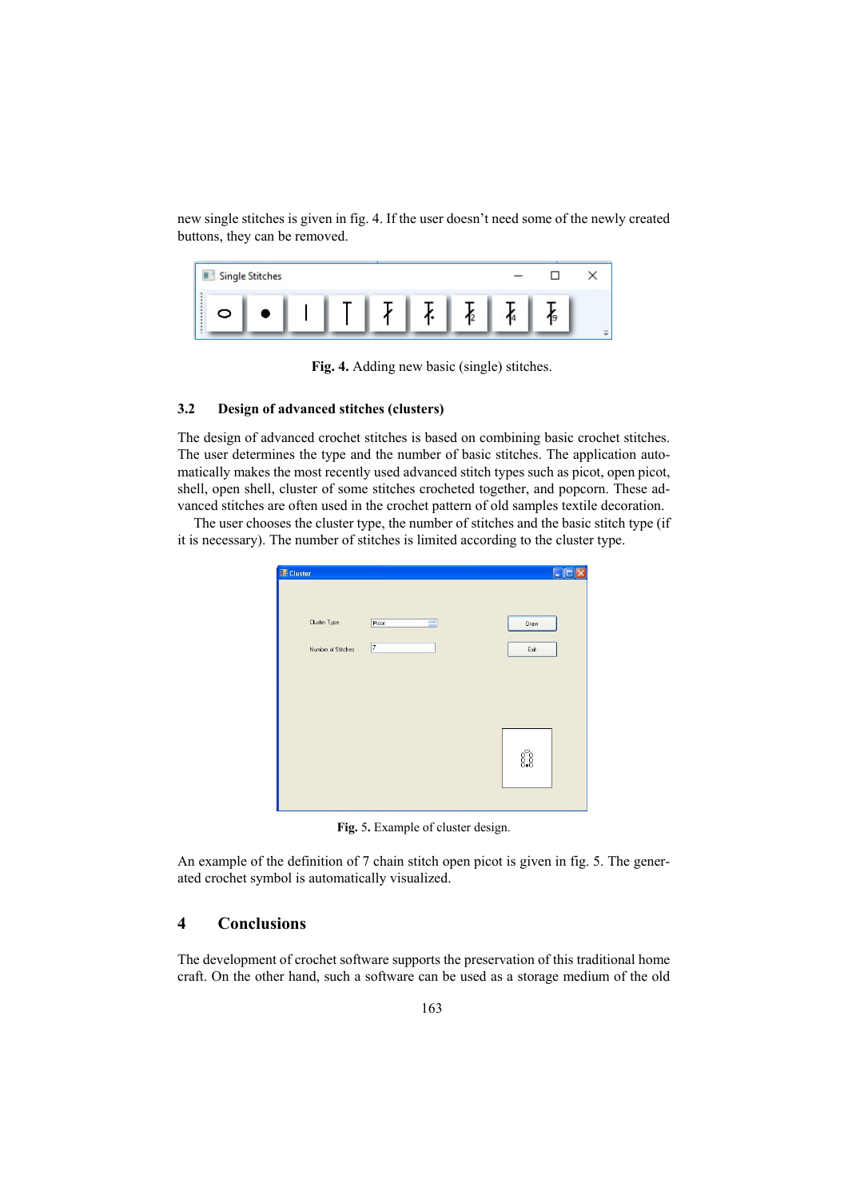new single stitches is given in fig. 4. If the user doesn't need some of the newly created buttons, they can be removed.

**Fig. 4.** Adding new basic (single) stitches.

### 3.2 Design of advanced stitches (clusters)

The design of advanced crochet stitches is based on combining basic crochet stitches. The user determines the type and the number of basic stitches. The application automatically makes the most recently used advanced stitch types such as picot, open picot, shell, open shell, cluster of some stitches crocheted together, and popcorn. These advanced stitches are often used in the crochet pattern of old samples textile decoration.

The user chooses the cluster type, the number of stitches and the basic stitch type (if it is necessary). The number of stitches is limited according to the cluster type.

**Fig.** 5**.** Example of cluster design.

An example of the definition of 7 chain stitch open picot is given in fig. 5. The generated crochet symbol is automatically visualized.

## 4 Conclusions

The development of crochet software supports the preservation of this traditional home craft. On the other hand, such a software can be used as a storage medium of the old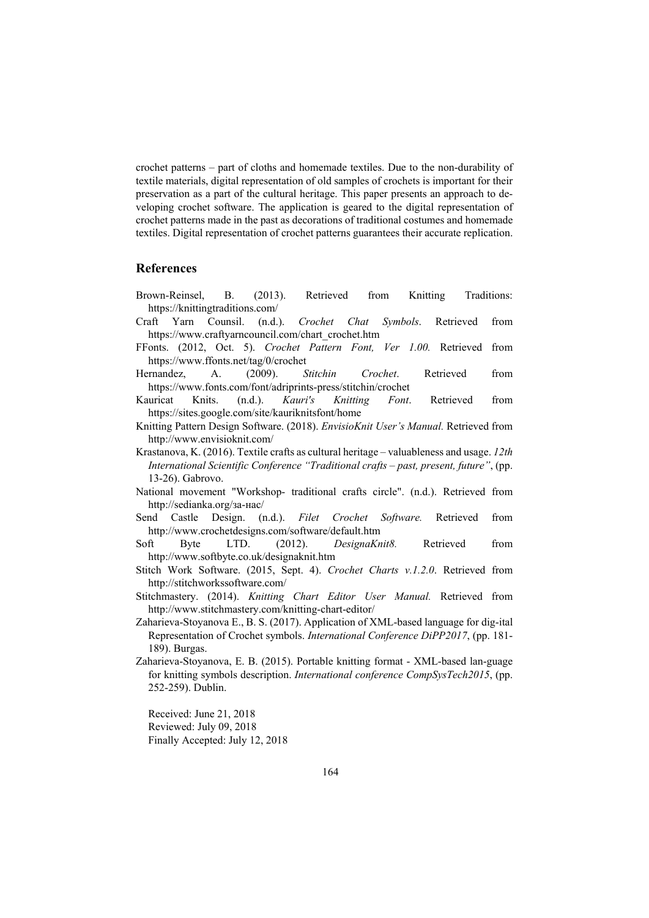crochet patterns – part of cloths and homemade textiles. Due to the non-durability of textile materials, digital representation of old samples of crochets is important for their preservation as a part of the cultural heritage. This paper presents an approach to developing crochet software. The application is geared to the digital representation of crochet patterns made in the past as decorations of traditional costumes and homemade textiles. Digital representation of crochet patterns guarantees their accurate replication.

## References

Brown-Reinsel, B. (2013). Retrieved from Knitting Traditions: https://knittingtraditions.com/

Craft Yarn Counsil. (n.d.). *Crochet Chat Symbols*. Retrieved from https://www.craftyarncouncil.com/chart_crochet.htm

FFonts. (2012, Oct. 5). *Crochet Pattern Font, Ver 1.00.* Retrieved from https://www.ffonts.net/tag/0/crochet

Hernandez, A. (2009). *Stitchin Crochet*. Retrieved from https://www.fonts.com/font/adriprints-press/stitchin/crochet

Kauricat Knits. (n.d.). *Kauri's Knitting Font*. Retrieved from https://sites.google.com/site/kauriknitsfont/home

Knitting Pattern Design Software. (2018). *EnvisioKnit User's Manual.* Retrieved from http://www.envisioknit.com/

Krastanova, K. (2016). Textile crafts as cultural heritage – valuableness and usage. *12th International Scientific Conference "Traditional crafts – past, present, future"*, (pp. 13-26). Gabrovo.

National movement "Workshop- traditional crafts circle". (n.d.). Retrieved from http://sedianka.org/за-нас/

Send Castle Design. (n.d.). *Filet Crochet Software.* Retrieved from http://www.crochetdesigns.com/software/default.htm

Soft Byte LTD. (2012). *DesignaKnit8.* Retrieved from http://www.softbyte.co.uk/designaknit.htm

Stitch Work Software. (2015, Sept. 4). *Crochet Charts v.1.2.0*. Retrieved from http://stitchworkssoftware.com/

Stitchmastery. (2014). *Knitting Chart Editor User Manual.* Retrieved from http://www.stitchmastery.com/knitting-chart-editor/

Zaharieva-Stoyanova E., B. S. (2017). Application of XML-based language for dig-ital Representation of Crochet symbols. *International Conference DiPP2017*, (pp. 181-189). Burgas.

Zaharieva-Stoyanova, E. B. (2015). Portable knitting format - XML-based lan-guage for knitting symbols description. *International conference CompSysTech2015*, (pp. 252-259). Dublin.

Received: June 21, 2018
Reviewed: July 09, 2018
Finally Accepted: July 12, 2018